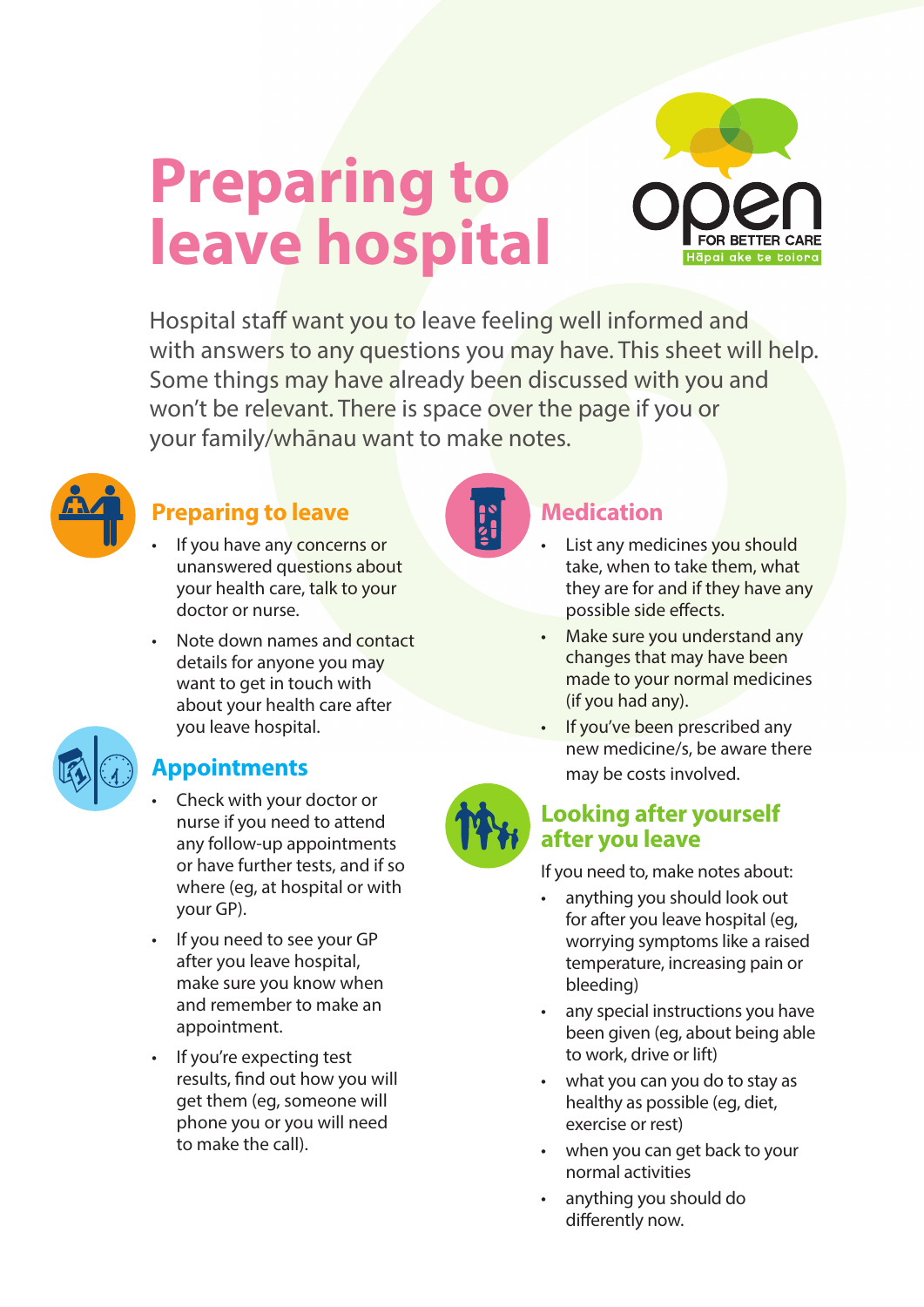# Preparing to leave hospital

open FOR BETTER CARE
Hāpai ake te tiaiora

Hospital staff want you to leave feeling well informed and with answers to any questions you may have. This sheet will help. Some things may have already been discussed with you and won't be relevant. There is space over the page if you or your family/whānau want to make notes.

## Preparing to leave

- If you have any concerns or unanswered questions about your health care, talk to your doctor or nurse.
- Note down names and contact details for anyone you may want to get in touch with about your health care after you leave hospital.

## Appointments

- Check with your doctor or nurse if you need to attend any follow-up appointments or have further tests, and if so where (eg, at hospital or with your GP).
- If you need to see your GP after you leave hospital, make sure you know when and remember to make an appointment.
- If you're expecting test results, find out how you will get them (eg, someone will phone you or you will need to make the call).

## Medication

- List any medicines you should take, when to take them, what they are for and if they have any possible side effects.
- Make sure you understand any changes that may have been made to your normal medicines (if you had any).
- If you've been prescribed any new medicine/s, be aware there may be costs involved.

## Looking after yourself after you leave

If you need to, make notes about:

- anything you should look out for after you leave hospital (eg, worrying symptoms like a raised temperature, increasing pain or bleeding)
- any special instructions you have been given (eg, about being able to work, drive or lift)
- what you can you do to stay as healthy as possible (eg, diet, exercise or rest)
- when you can get back to your normal activities
- anything you should do differently now.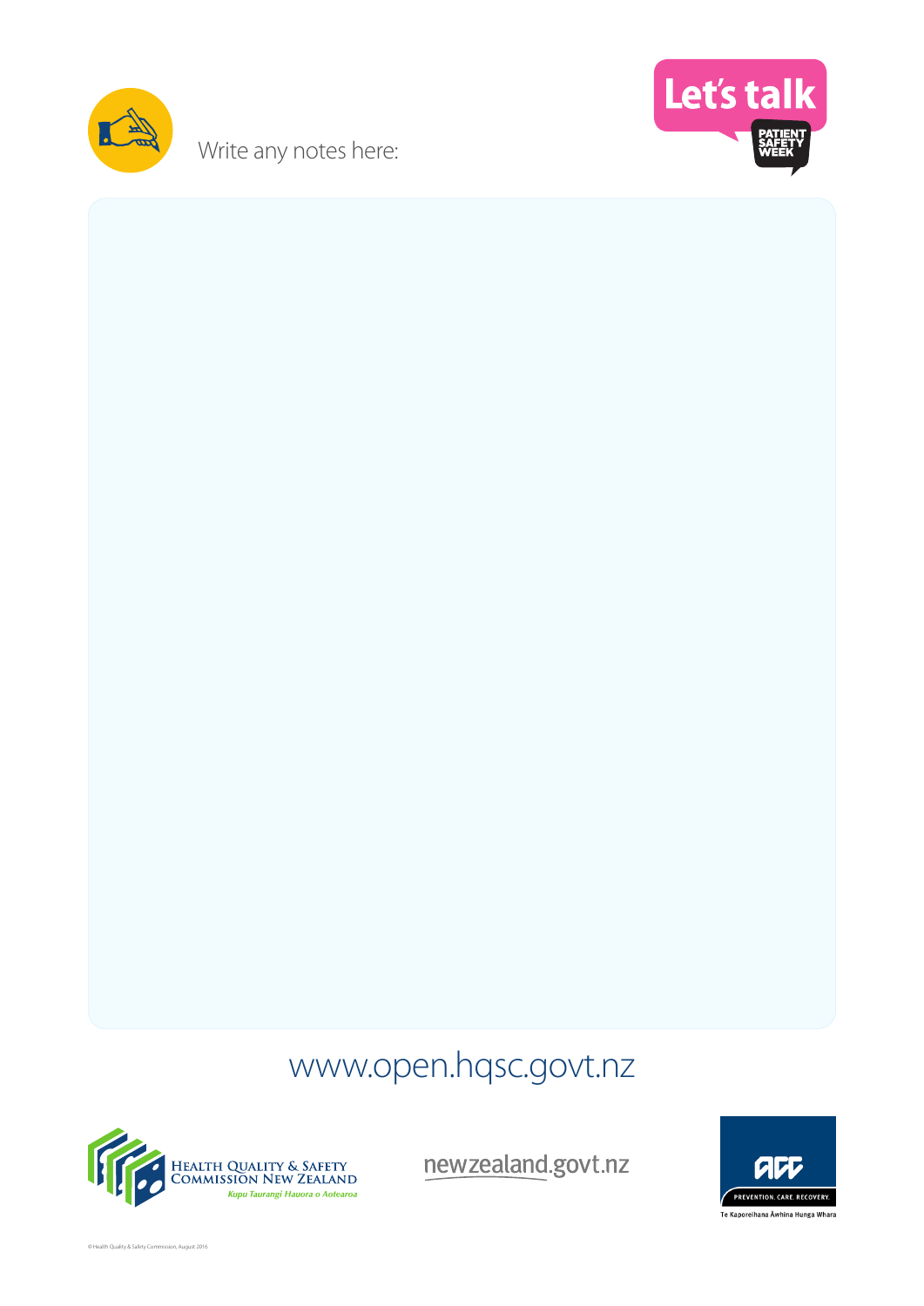Let's talk

PATIENT SAFETY WEEK

Write any notes here:

www.open.hqsc.govt.nz

HEALTH QUALITY & SAFETY COMMISSION NEW ZEALAND

*Kupu Taurangi Hauora o Aotearoa*

newzealand.govt.nz

ACC

PREVENTION. CARE. RECOVERY.

Te Kaporeihana Āwhina Hunga Whara

© Health Quality & Safety Commission, August 2016